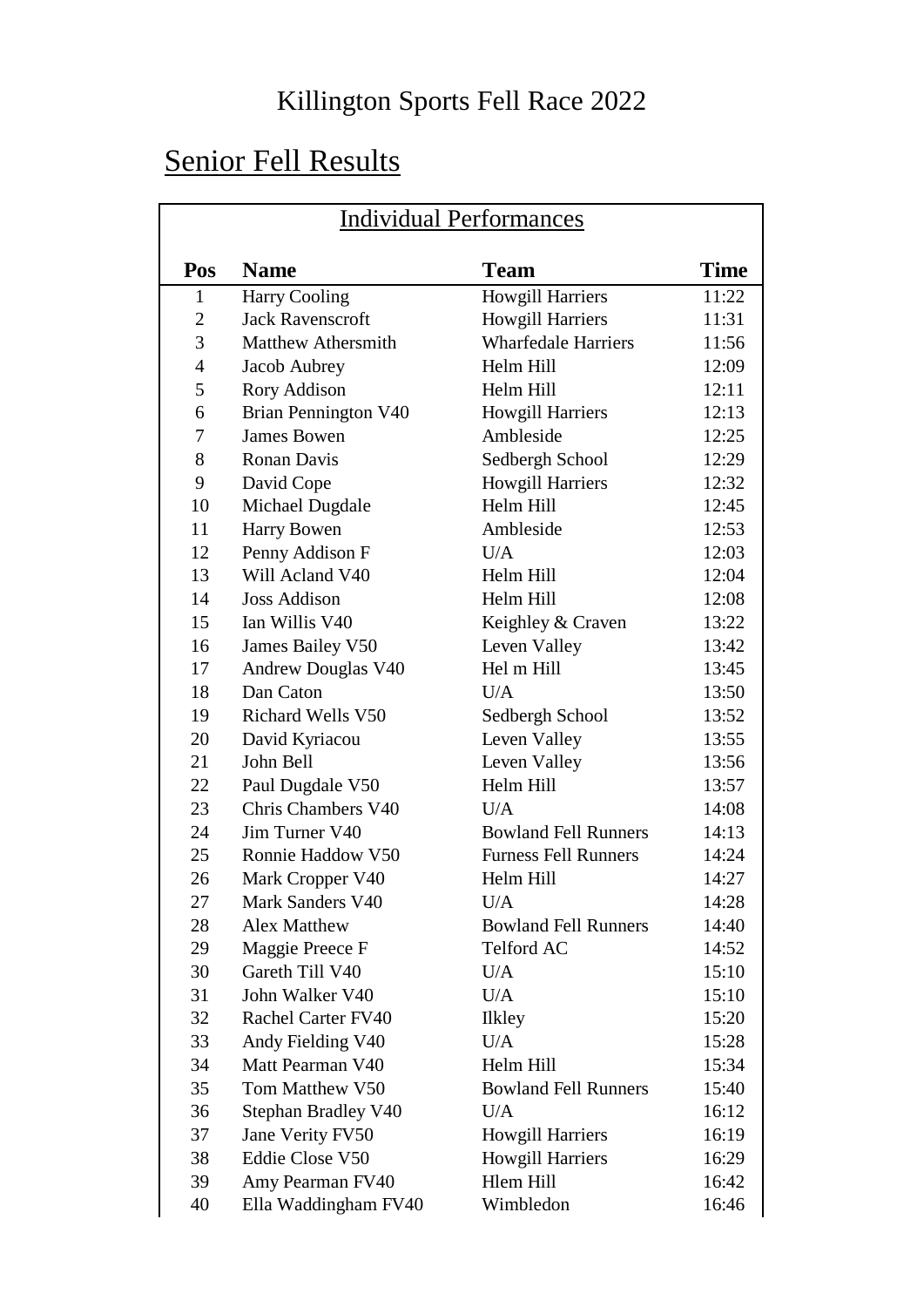# Killington Sports Fell Race 2022

## Senior Fell Results

### Individual Performances

| Pos | Name | Team | Time |
|---|---|---|---|
| 1 | Harry Cooling | Howgill Harriers | 11:22 |
| 2 | Jack Ravenscroft | Howgill Harriers | 11:31 |
| 3 | Matthew Athersmith | Wharfedale Harriers | 11:56 |
| 4 | Jacob Aubrey | Helm Hill | 12:09 |
| 5 | Rory Addison | Helm Hill | 12:11 |
| 6 | Brian Pennington V40 | Howgill Harriers | 12:13 |
| 7 | James Bowen | Ambleside | 12:25 |
| 8 | Ronan Davis | Sedbergh School | 12:29 |
| 9 | David Cope | Howgill Harriers | 12:32 |
| 10 | Michael Dugdale | Helm Hill | 12:45 |
| 11 | Harry Bowen | Ambleside | 12:53 |
| 12 | Penny Addison F | U/A | 12:03 |
| 13 | Will Acland V40 | Helm Hill | 12:04 |
| 14 | Joss Addison | Helm Hill | 12:08 |
| 15 | Ian Willis V40 | Keighley & Craven | 13:22 |
| 16 | James Bailey V50 | Leven Valley | 13:42 |
| 17 | Andrew Douglas V40 | Hel m Hill | 13:45 |
| 18 | Dan Caton | U/A | 13:50 |
| 19 | Richard Wells V50 | Sedbergh School | 13:52 |
| 20 | David Kyriacou | Leven Valley | 13:55 |
| 21 | John Bell | Leven Valley | 13:56 |
| 22 | Paul Dugdale V50 | Helm Hill | 13:57 |
| 23 | Chris Chambers V40 | U/A | 14:08 |
| 24 | Jim Turner V40 | Bowland Fell Runners | 14:13 |
| 25 | Ronnie Haddow V50 | Furness Fell Runners | 14:24 |
| 26 | Mark Cropper V40 | Helm Hill | 14:27 |
| 27 | Mark Sanders V40 | U/A | 14:28 |
| 28 | Alex Matthew | Bowland Fell Runners | 14:40 |
| 29 | Maggie Preece F | Telford AC | 14:52 |
| 30 | Gareth Till V40 | U/A | 15:10 |
| 31 | John Walker V40 | U/A | 15:10 |
| 32 | Rachel Carter FV40 | Ilkley | 15:20 |
| 33 | Andy Fielding V40 | U/A | 15:28 |
| 34 | Matt Pearman V40 | Helm Hill | 15:34 |
| 35 | Tom Matthew V50 | Bowland Fell Runners | 15:40 |
| 36 | Stephan Bradley V40 | U/A | 16:12 |
| 37 | Jane Verity FV50 | Howgill Harriers | 16:19 |
| 38 | Eddie Close V50 | Howgill Harriers | 16:29 |
| 39 | Amy Pearman FV40 | Hlem Hill | 16:42 |
| 40 | Ella Waddingham FV40 | Wimbledon | 16:46 |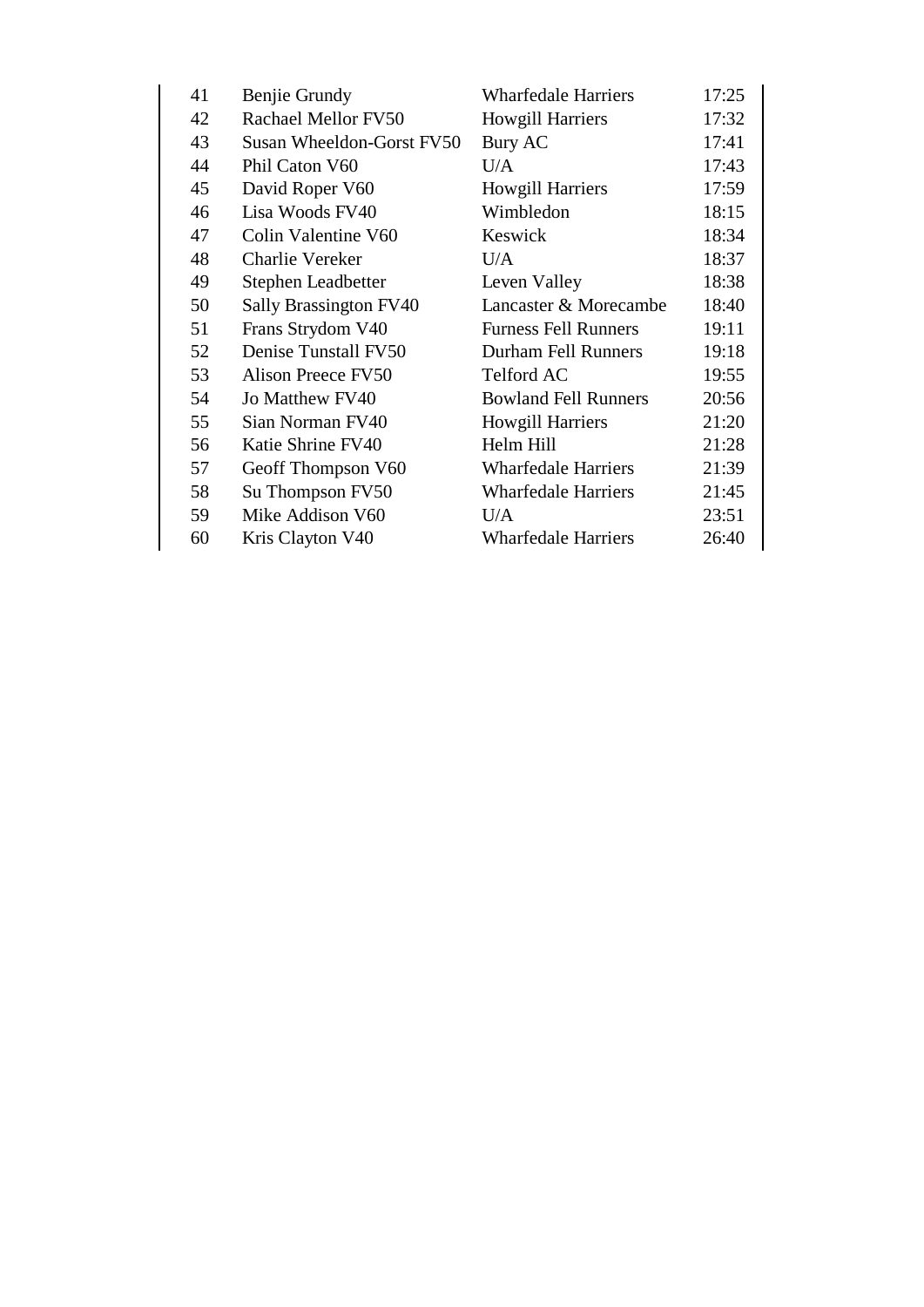| 41 | Benjie Grundy | Wharfedale Harriers | 17:25 |
|---|---|---|---|
| 42 | Rachael Mellor FV50 | Howgill Harriers | 17:32 |
| 43 | Susan Wheeldon-Gorst FV50 | Bury AC | 17:41 |
| 44 | Phil Caton V60 | U/A | 17:43 |
| 45 | David Roper V60 | Howgill Harriers | 17:59 |
| 46 | Lisa Woods FV40 | Wimbledon | 18:15 |
| 47 | Colin Valentine V60 | Keswick | 18:34 |
| 48 | Charlie Vereker | U/A | 18:37 |
| 49 | Stephen Leadbetter | Leven Valley | 18:38 |
| 50 | Sally Brassington FV40 | Lancaster & Morecambe | 18:40 |
| 51 | Frans Strydom V40 | Furness Fell Runners | 19:11 |
| 52 | Denise Tunstall FV50 | Durham Fell Runners | 19:18 |
| 53 | Alison Preece FV50 | Telford AC | 19:55 |
| 54 | Jo Matthew FV40 | Bowland Fell Runners | 20:56 |
| 55 | Sian Norman FV40 | Howgill Harriers | 21:20 |
| 56 | Katie Shrine FV40 | Helm Hill | 21:28 |
| 57 | Geoff Thompson V60 | Wharfedale Harriers | 21:39 |
| 58 | Su Thompson FV50 | Wharfedale Harriers | 21:45 |
| 59 | Mike Addison V60 | U/A | 23:51 |
| 60 | Kris Clayton V40 | Wharfedale Harriers | 26:40 |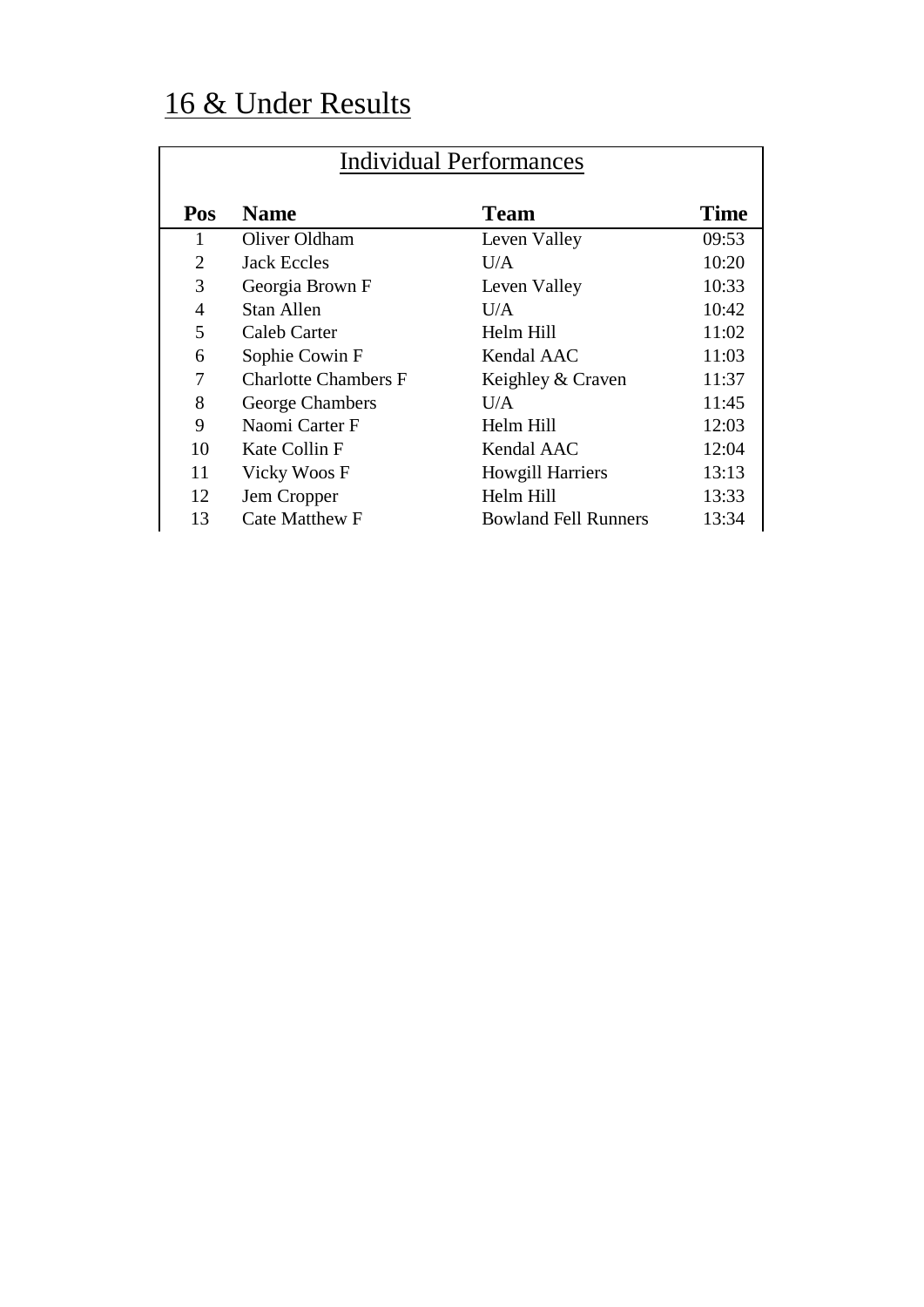# 16 & Under Results

## Individual Performances

| Pos | Name | Team | Time |
|---|---|---|---|
| 1 | Oliver Oldham | Leven Valley | 09:53 |
| 2 | Jack Eccles | U/A | 10:20 |
| 3 | Georgia Brown F | Leven Valley | 10:33 |
| 4 | Stan Allen | U/A | 10:42 |
| 5 | Caleb Carter | Helm Hill | 11:02 |
| 6 | Sophie Cowin F | Kendal AAC | 11:03 |
| 7 | Charlotte Chambers F | Keighley & Craven | 11:37 |
| 8 | George Chambers | U/A | 11:45 |
| 9 | Naomi Carter F | Helm Hill | 12:03 |
| 10 | Kate Collin F | Kendal AAC | 12:04 |
| 11 | Vicky Woos F | Howgill Harriers | 13:13 |
| 12 | Jem Cropper | Helm Hill | 13:33 |
| 13 | Cate Matthew F | Bowland Fell Runners | 13:34 |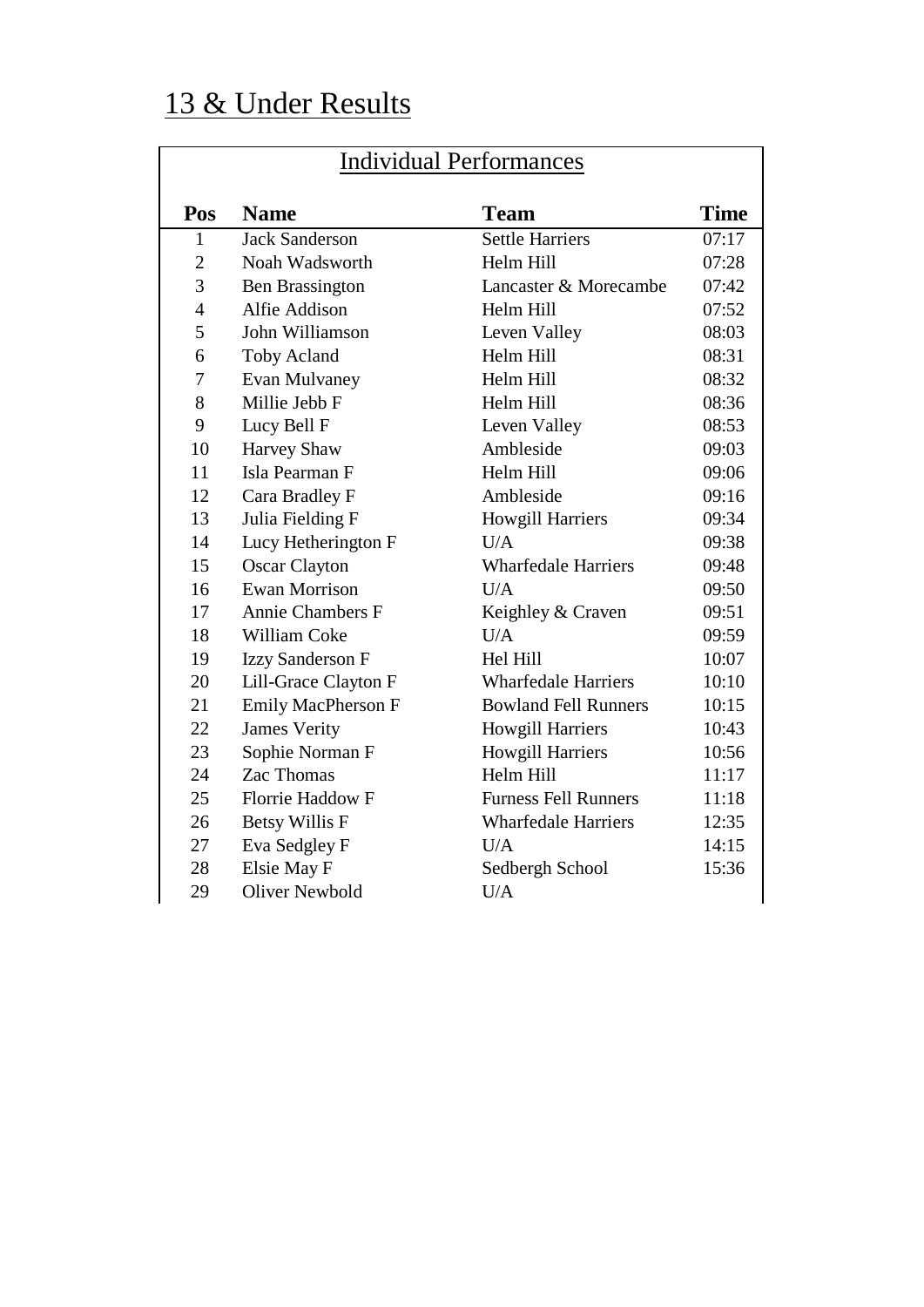# 13 & Under Results

## Individual Performances

| Pos | Name | Team | Time |
|---|---|---|---|
| 1 | Jack Sanderson | Settle Harriers | 07:17 |
| 2 | Noah Wadsworth | Helm Hill | 07:28 |
| 3 | Ben Brassington | Lancaster & Morecambe | 07:42 |
| 4 | Alfie Addison | Helm Hill | 07:52 |
| 5 | John Williamson | Leven Valley | 08:03 |
| 6 | Toby Acland | Helm Hill | 08:31 |
| 7 | Evan Mulvaney | Helm Hill | 08:32 |
| 8 | Millie Jebb F | Helm Hill | 08:36 |
| 9 | Lucy Bell F | Leven Valley | 08:53 |
| 10 | Harvey Shaw | Ambleside | 09:03 |
| 11 | Isla Pearman F | Helm Hill | 09:06 |
| 12 | Cara Bradley F | Ambleside | 09:16 |
| 13 | Julia Fielding F | Howgill Harriers | 09:34 |
| 14 | Lucy Hetherington F | U/A | 09:38 |
| 15 | Oscar Clayton | Wharfedale Harriers | 09:48 |
| 16 | Ewan Morrison | U/A | 09:50 |
| 17 | Annie Chambers F | Keighley & Craven | 09:51 |
| 18 | William Coke | U/A | 09:59 |
| 19 | Izzy Sanderson F | Hel Hill | 10:07 |
| 20 | Lill-Grace Clayton F | Wharfedale Harriers | 10:10 |
| 21 | Emily MacPherson F | Bowland Fell Runners | 10:15 |
| 22 | James Verity | Howgill Harriers | 10:43 |
| 23 | Sophie Norman F | Howgill Harriers | 10:56 |
| 24 | Zac Thomas | Helm Hill | 11:17 |
| 25 | Florrie Haddow F | Furness Fell Runners | 11:18 |
| 26 | Betsy Willis F | Wharfedale Harriers | 12:35 |
| 27 | Eva Sedgley F | U/A | 14:15 |
| 28 | Elsie May F | Sedbergh School | 15:36 |
| 29 | Oliver Newbold | U/A | |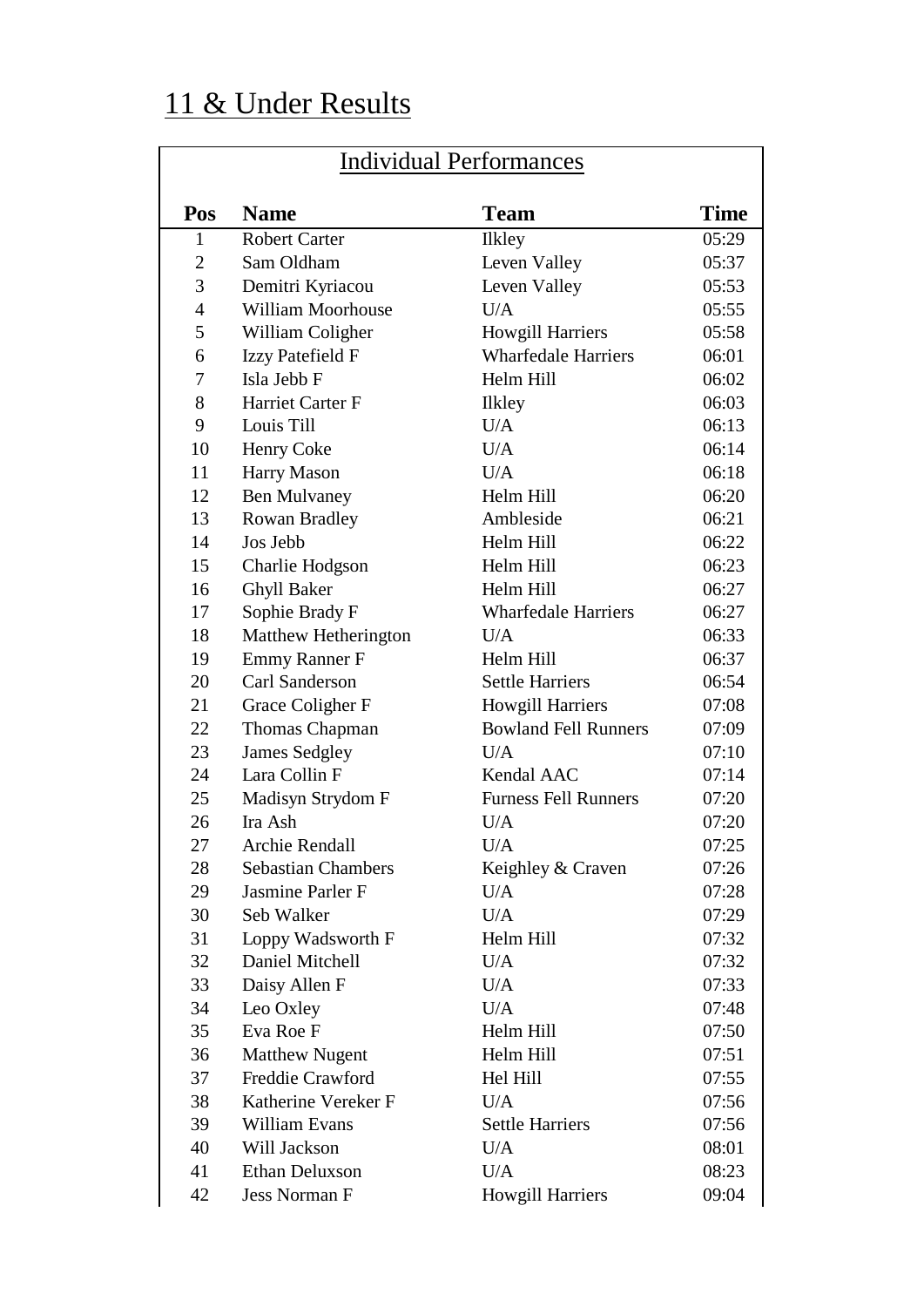# 11 & Under Results

## Individual Performances

| Pos | Name | Team | Time |
|---|---|---|---|
| 1 | Robert Carter | Ilkley | 05:29 |
| 2 | Sam Oldham | Leven Valley | 05:37 |
| 3 | Demitri Kyriacou | Leven Valley | 05:53 |
| 4 | William Moorhouse | U/A | 05:55 |
| 5 | William Coligher | Howgill Harriers | 05:58 |
| 6 | Izzy Patefield F | Wharfedale Harriers | 06:01 |
| 7 | Isla Jebb F | Helm Hill | 06:02 |
| 8 | Harriet Carter F | Ilkley | 06:03 |
| 9 | Louis Till | U/A | 06:13 |
| 10 | Henry Coke | U/A | 06:14 |
| 11 | Harry Mason | U/A | 06:18 |
| 12 | Ben Mulvaney | Helm Hill | 06:20 |
| 13 | Rowan Bradley | Ambleside | 06:21 |
| 14 | Jos Jebb | Helm Hill | 06:22 |
| 15 | Charlie Hodgson | Helm Hill | 06:23 |
| 16 | Ghyll Baker | Helm Hill | 06:27 |
| 17 | Sophie Brady F | Wharfedale Harriers | 06:27 |
| 18 | Matthew Hetherington | U/A | 06:33 |
| 19 | Emmy Ranner F | Helm Hill | 06:37 |
| 20 | Carl Sanderson | Settle Harriers | 06:54 |
| 21 | Grace Coligher F | Howgill Harriers | 07:08 |
| 22 | Thomas Chapman | Bowland Fell Runners | 07:09 |
| 23 | James Sedgley | U/A | 07:10 |
| 24 | Lara Collin F | Kendal AAC | 07:14 |
| 25 | Madisyn Strydom F | Furness Fell Runners | 07:20 |
| 26 | Ira Ash | U/A | 07:20 |
| 27 | Archie Rendall | U/A | 07:25 |
| 28 | Sebastian Chambers | Keighley & Craven | 07:26 |
| 29 | Jasmine Parler F | U/A | 07:28 |
| 30 | Seb Walker | U/A | 07:29 |
| 31 | Loppy Wadsworth F | Helm Hill | 07:32 |
| 32 | Daniel Mitchell | U/A | 07:32 |
| 33 | Daisy Allen F | U/A | 07:33 |
| 34 | Leo Oxley | U/A | 07:48 |
| 35 | Eva Roe F | Helm Hill | 07:50 |
| 36 | Matthew Nugent | Helm Hill | 07:51 |
| 37 | Freddie Crawford | Hel Hill | 07:55 |
| 38 | Katherine Vereker F | U/A | 07:56 |
| 39 | William Evans | Settle Harriers | 07:56 |
| 40 | Will Jackson | U/A | 08:01 |
| 41 | Ethan Deluxson | U/A | 08:23 |
| 42 | Jess Norman F | Howgill Harriers | 09:04 |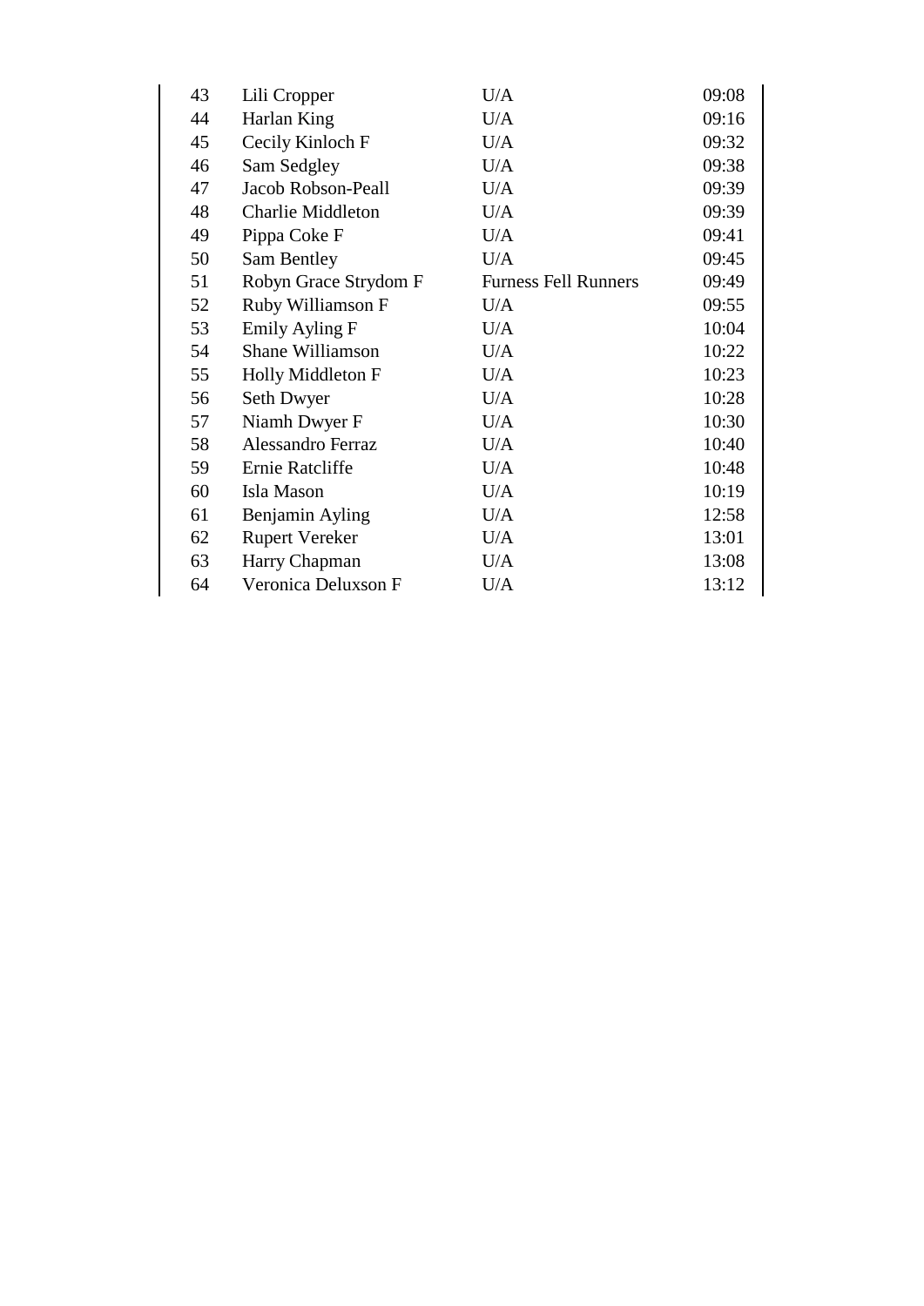| | | | |
|---|---|---|---|
| 43 | Lili Cropper | U/A | 09:08 |
| 44 | Harlan King | U/A | 09:16 |
| 45 | Cecily Kinloch F | U/A | 09:32 |
| 46 | Sam Sedgley | U/A | 09:38 |
| 47 | Jacob Robson-Peall | U/A | 09:39 |
| 48 | Charlie Middleton | U/A | 09:39 |
| 49 | Pippa Coke F | U/A | 09:41 |
| 50 | Sam Bentley | U/A | 09:45 |
| 51 | Robyn Grace Strydom F | Furness Fell Runners | 09:49 |
| 52 | Ruby Williamson F | U/A | 09:55 |
| 53 | Emily Ayling F | U/A | 10:04 |
| 54 | Shane Williamson | U/A | 10:22 |
| 55 | Holly Middleton F | U/A | 10:23 |
| 56 | Seth Dwyer | U/A | 10:28 |
| 57 | Niamh Dwyer F | U/A | 10:30 |
| 58 | Alessandro Ferraz | U/A | 10:40 |
| 59 | Ernie Ratcliffe | U/A | 10:48 |
| 60 | Isla Mason | U/A | 10:19 |
| 61 | Benjamin Ayling | U/A | 12:58 |
| 62 | Rupert Vereker | U/A | 13:01 |
| 63 | Harry Chapman | U/A | 13:08 |
| 64 | Veronica Deluxson F | U/A | 13:12 |